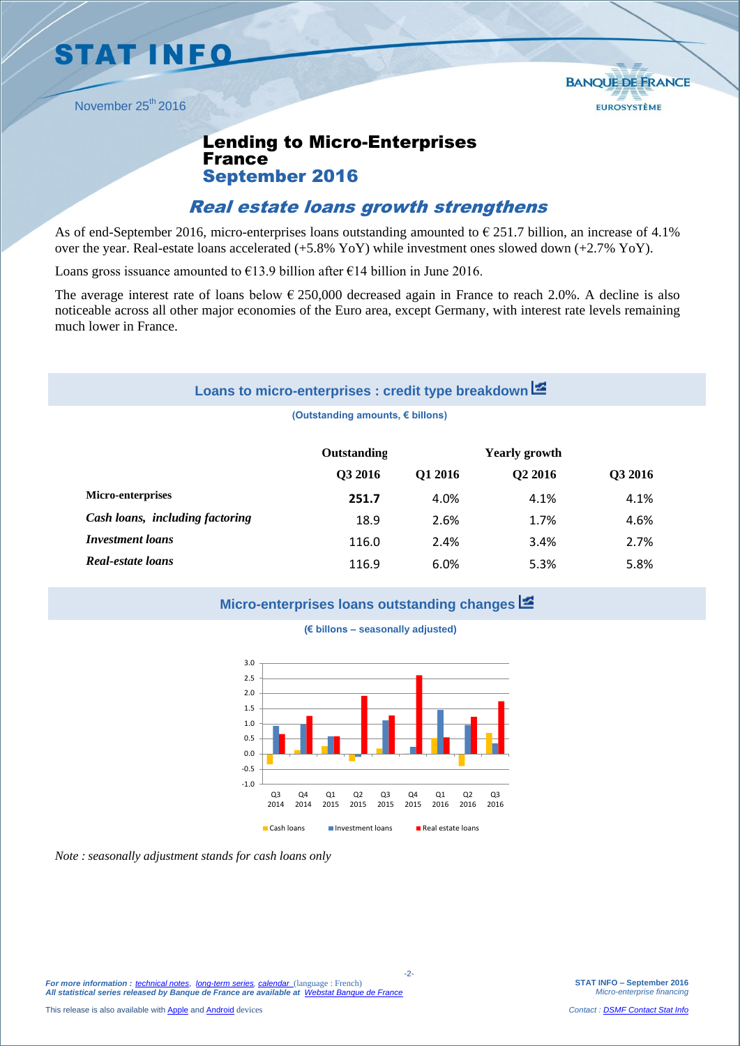# STAT INFO

November 25th 2016

## Lending to Micro-Enterprises France September 2016

### *Real estate loans growth strengthens*

As of end-September 2016, micro-enterprises loans outstanding amounted to € 251.7 billion, an increase of 4.1% over the year. Real-estate loans accelerated (+5.8% YoY) while investment ones slowed down (+2.7% YoY).

Loans gross issuance amounted to €13.9 billion after €14 billion in June 2016.

The average interest rate of loans below € 250,000 decreased again in France to reach 2.0%. A decline is also noticeable across all other major economies of the Euro area, except Germany, with interest rate levels remaining much lower in France.

#### Loans to micro-enterprises : credit type breakdown

**(Outstanding amounts, € billons)**

| | Outstanding | Yearly growth | | |
|---|---|---|---|---|
| | Q3 2016 | Q1 2016 | Q2 2016 | Q3 2016 |
| **Micro-enterprises** | **251.7** | 4.0% | 4.1% | 4.1% |
| ***Cash loans, including factoring*** | 18.9 | 2.6% | 1.7% | 4.6% |
| ***Investment loans*** | 116.0 | 2.4% | 3.4% | 2.7% |
| ***Real-estate loans*** | 116.9 | 6.0% | 5.3% | 5.8% |

#### Micro-enterprises loans outstanding changes

**(€ billons – seasonally adjusted)**

*Note : seasonally adjustment stands for cash loans only*

*For more information : technical notes, long-term series, calendar (language : French)*
*All statistical series released by Banque de France are available at Webstat Banque de France*

This release is also available with Apple and Android devices

Contact : DSMF Contact Stat Info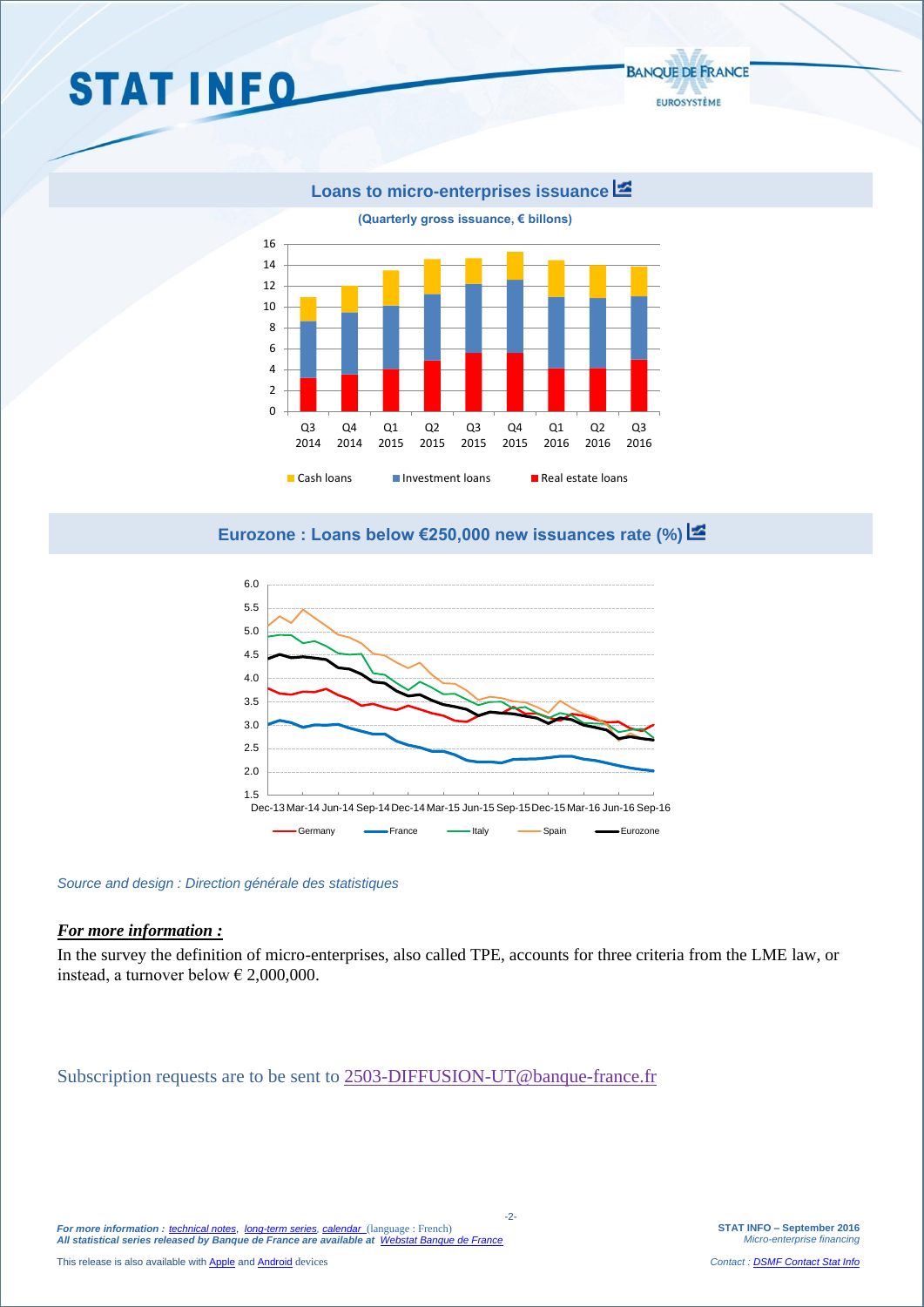# STAT INFO

BANQUE DE FRANCE
EUROSYSTÈME

## Loans to micro-enterprises issuance

(Quarterly gross issuance, € billons)

16
14
12
10
8
6
4
2
0

Q3 2014 | Q4 2014 | Q1 2015 | Q2 2015 | Q3 2015 | Q4 2015 | Q1 2016 | Q2 2016 | Q3 2016

Cash loans | Investment loans | Real estate loans

## Eurozone : Loans below €250,000 new issuances rate (%)

6.0
5.5
5.0
4.5
4.0
3.5
3.0
2.5
2.0
1.5

Dec-13 Mar-14 Jun-14 Sep-14 Dec-14 Mar-15 Jun-15 Sep-15 Dec-15 Mar-16 Jun-16 Sep-16

Germany | France | Italy | Spain | Eurozone

*Source and design : Direction générale des statistiques*

***For more information :***

In the survey the definition of micro-enterprises, also called TPE, accounts for three criteria from the LME law, or instead, a turnover below € 2,000,000.

Subscription requests are to be sent to 2503-DIFFUSION-UT@banque-france.fr

***For more information :*** *technical notes, long-term series, calendar* (language : French)
***All statistical series released by Banque de France are available at*** *Webstat Banque de France*

This release is also available with Apple and Android devices

**STAT INFO – September 2016**
*Micro-enterprise financing*

*Contact : DSMF Contact Stat Info*